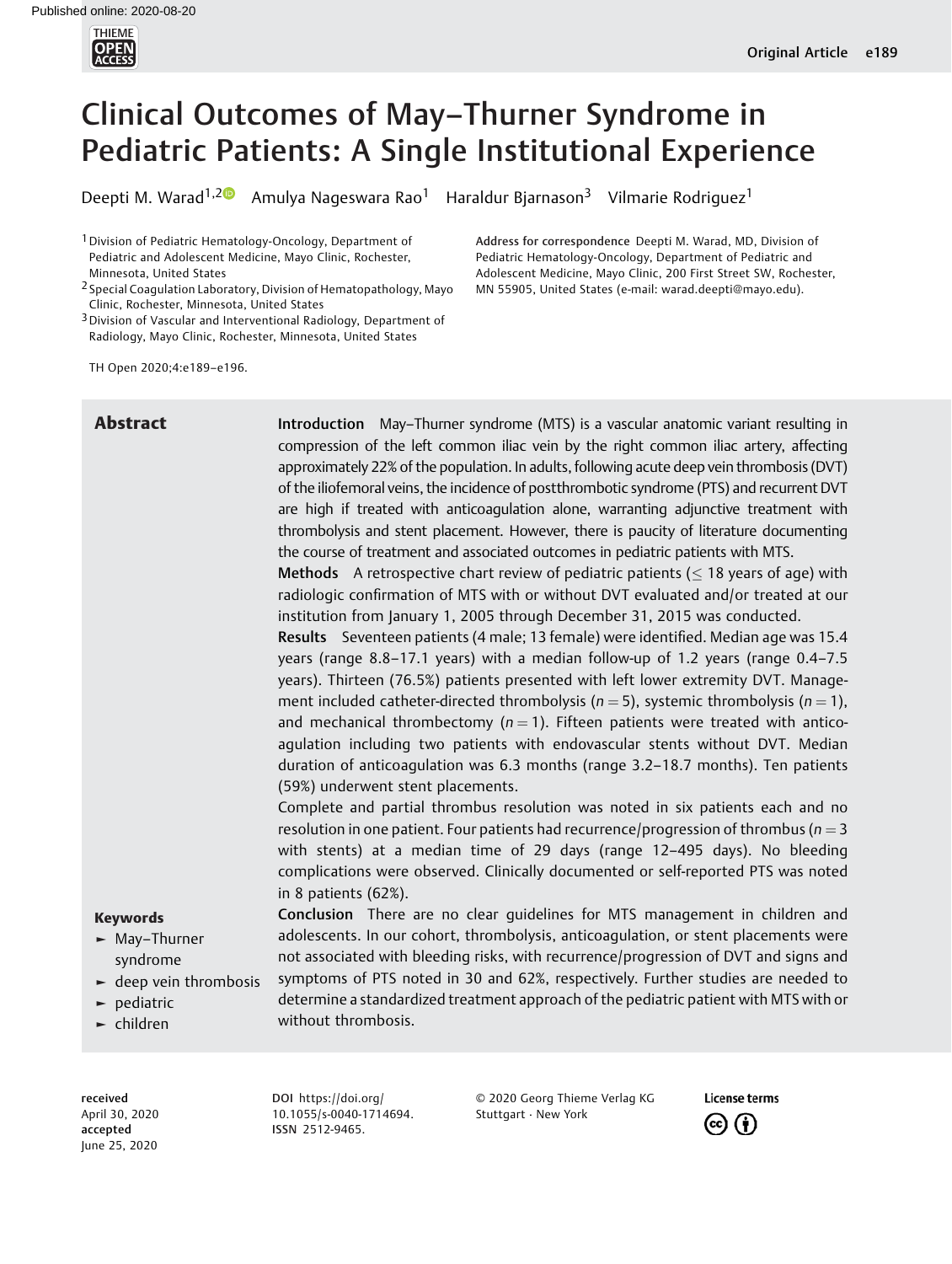# Clinical Outcomes of May–Thurner Syndrome in Pediatric Patients: A Single Institutional Experience

Deepti M. Warad[1,2] Amulya Nageswara Rao[1] Haraldur Bjarnason[3] Vilmarie Rodriguez[1]

[1] Division of Pediatric Hematology-Oncology, Department of Pediatric and Adolescent Medicine, Mayo Clinic, Rochester, Minnesota, United States

[2] Special Coagulation Laboratory, Division of Hematopathology, Mayo Clinic, Rochester, Minnesota, United States

[3] Division of Vascular and Interventional Radiology, Department of Radiology, Mayo Clinic, Rochester, Minnesota, United States

Address for correspondence Deepti M. Warad, MD, Division of Pediatric Hematology-Oncology, Department of Pediatric and Adolescent Medicine, Mayo Clinic, 200 First Street SW, Rochester, MN 55905, United States (e-mail: warad.deepti@mayo.edu).

TH Open 2020;4:e189–e196.

## Abstract

**Introduction** May–Thurner syndrome (MTS) is a vascular anatomic variant resulting in compression of the left common iliac vein by the right common iliac artery, affecting approximately 22% of the population. In adults, following acute deep vein thrombosis (DVT) of the iliofemoral veins, the incidence of postthrombotic syndrome (PTS) and recurrent DVT are high if treated with anticoagulation alone, warranting adjunctive treatment with thrombolysis and stent placement. However, there is paucity of literature documenting the course of treatment and associated outcomes in pediatric patients with MTS.

**Methods** A retrospective chart review of pediatric patients ($\leq$ 18 years of age) with radiologic confirmation of MTS with or without DVT evaluated and/or treated at our institution from January 1, 2005 through December 31, 2015 was conducted.

**Results** Seventeen patients (4 male; 13 female) were identified. Median age was 15.4 years (range 8.8–17.1 years) with a median follow-up of 1.2 years (range 0.4–7.5 years). Thirteen (76.5%) patients presented with left lower extremity DVT. Management included catheter-directed thrombolysis ($n = 5$), systemic thrombolysis ($n = 1$), and mechanical thrombectomy ($n = 1$). Fifteen patients were treated with anticoagulation including two patients with endovascular stents without DVT. Median duration of anticoagulation was 6.3 months (range 3.2–18.7 months). Ten patients (59%) underwent stent placements.

Complete and partial thrombus resolution was noted in six patients each and no resolution in one patient. Four patients had recurrence/progression of thrombus ($n = 3$ with stents) at a median time of 29 days (range 12–495 days). No bleeding complications were observed. Clinically documented or self-reported PTS was noted in 8 patients (62%).

**Conclusion** There are no clear guidelines for MTS management in children and adolescents. In our cohort, thrombolysis, anticoagulation, or stent placements were not associated with bleeding risks, with recurrence/progression of DVT and signs and symptoms of PTS noted in 30 and 62%, respectively. Further studies are needed to determine a standardized treatment approach of the pediatric patient with MTS with or without thrombosis.

**Keywords**
- May–Thurner syndrome
- deep vein thrombosis
- pediatric
- children

received April 30, 2020
accepted June 25, 2020

DOI https://doi.org/10.1055/s-0040-1714694.
ISSN 2512-9465.

© 2020 Georg Thieme Verlag KG Stuttgart · New York

License terms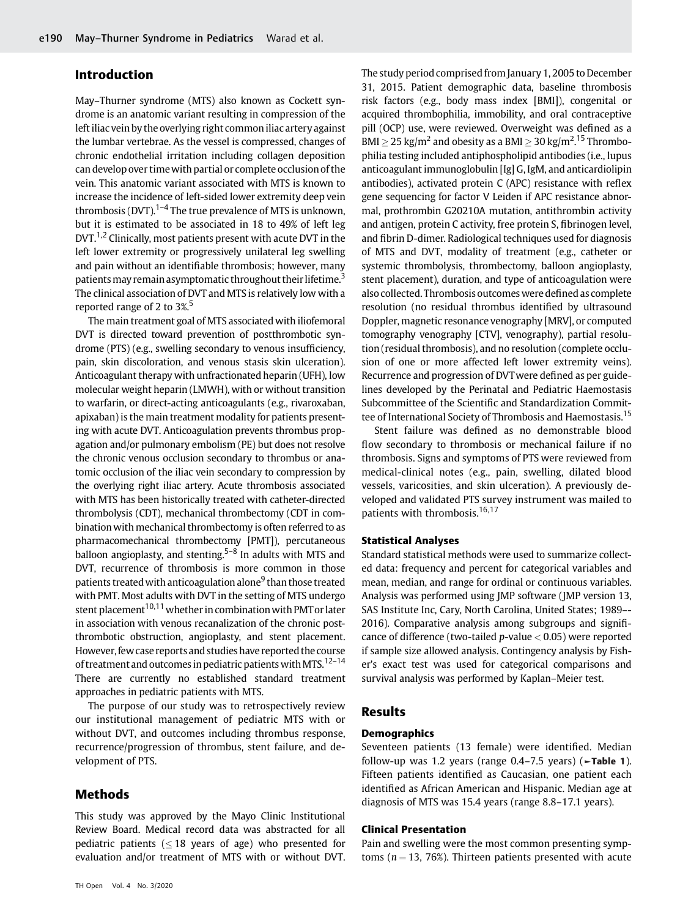## Introduction

May–Thurner syndrome (MTS) also known as Cockett syndrome is an anatomic variant resulting in compression of the left iliac vein by the overlying right common iliac artery against the lumbar vertebrae. As the vessel is compressed, changes of chronic endothelial irritation including collagen deposition can develop over time with partial or complete occlusion of the vein. This anatomic variant associated with MTS is known to increase the incidence of left-sided lower extremity deep vein thrombosis (DVT).[1–4] The true prevalence of MTS is unknown, but it is estimated to be associated in 18 to 49% of left leg DVT.[1,2] Clinically, most patients present with acute DVT in the left lower extremity or progressively unilateral leg swelling and pain without an identifiable thrombosis; however, many patients may remain asymptomatic throughout their lifetime.[3] The clinical association of DVT and MTS is relatively low with a reported range of 2 to 3%.[5]

The main treatment goal of MTS associated with iliofemoral DVT is directed toward prevention of postthrombotic syndrome (PTS) (e.g., swelling secondary to venous insufficiency, pain, skin discoloration, and venous stasis skin ulceration). Anticoagulant therapy with unfractionated heparin (UFH), low molecular weight heparin (LMWH), with or without transition to warfarin, or direct-acting anticoagulants (e.g., rivaroxaban, apixaban) is the main treatment modality for patients presenting with acute DVT. Anticoagulation prevents thrombus propagation and/or pulmonary embolism (PE) but does not resolve the chronic venous occlusion secondary to thrombus or anatomic occlusion of the iliac vein secondary to compression by the overlying right iliac artery. Acute thrombosis associated with MTS has been historically treated with catheter-directed thrombolysis (CDT), mechanical thrombectomy (CDT in combination with mechanical thrombectomy is often referred to as pharmacomechanical thrombectomy [PMT]), percutaneous balloon angioplasty, and stenting.[5–8] In adults with MTS and DVT, recurrence of thrombosis is more common in those patients treated with anticoagulation alone[9] than those treated with PMT. Most adults with DVT in the setting of MTS undergo stent placement[10,11] whether in combination with PMT or later in association with venous recanalization of the chronic postthrombotic obstruction, angioplasty, and stent placement. However, few case reports and studies have reported the course of treatment and outcomes in pediatric patients with MTS.[12–14] There are currently no established standard treatment approaches in pediatric patients with MTS.

The purpose of our study was to retrospectively review our institutional management of pediatric MTS with or without DVT, and outcomes including thrombus response, recurrence/progression of thrombus, stent failure, and development of PTS.

## Methods

This study was approved by the Mayo Clinic Institutional Review Board. Medical record data was abstracted for all pediatric patients ($\leq 18$ years of age) who presented for evaluation and/or treatment of MTS with or without DVT. The study period comprised from January 1, 2005 to December 31, 2015. Patient demographic data, baseline thrombosis risk factors (e.g., body mass index [BMI]), congenital or acquired thrombophilia, immobility, and oral contraceptive pill (OCP) use, were reviewed. Overweight was defined as a BMI $\geq 25$ kg/m$^2$ and obesity as a BMI $\geq 30$ kg/m$^2$.[15] Thrombophilia testing included antiphospholipid antibodies (i.e., lupus anticoagulant immunoglobulin [Ig] G, IgM, and anticardiolipin antibodies), activated protein C (APC) resistance with reflex gene sequencing for factor V Leiden if APC resistance abnormal, prothrombin G20210A mutation, antithrombin activity and antigen, protein C activity, free protein S, fibrinogen level, and fibrin D-dimer. Radiological techniques used for diagnosis of MTS and DVT, modality of treatment (e.g., catheter or systemic thrombolysis, thrombectomy, balloon angioplasty, stent placement), duration, and type of anticoagulation were also collected. Thrombosis outcomes were defined as complete resolution (no residual thrombus identified by ultrasound Doppler, magnetic resonance venography [MRV], or computed tomography venography [CTV], venography), partial resolution (residual thrombosis), and no resolution (complete occlusion of one or more affected left lower extremity veins). Recurrence and progression of DVT were defined as per guidelines developed by the Perinatal and Pediatric Haemostasis Subcommittee of the Scientific and Standardization Committee of International Society of Thrombosis and Haemostasis.[15]

Stent failure was defined as no demonstrable blood flow secondary to thrombosis or mechanical failure if no thrombosis. Signs and symptoms of PTS were reviewed from medical-clinical notes (e.g., pain, swelling, dilated blood vessels, varicosities, and skin ulceration). A previously developed and validated PTS survey instrument was mailed to patients with thrombosis.[16,17]

### Statistical Analyses

Standard statistical methods were used to summarize collected data: frequency and percent for categorical variables and mean, median, and range for ordinal or continuous variables. Analysis was performed using JMP software (JMP version 13, SAS Institute Inc, Cary, North Carolina, United States; 1989–-2016). Comparative analysis among subgroups and significance of difference (two-tailed $p$-value $< 0.05$) were reported if sample size allowed analysis. Contingency analysis by Fisher's exact test was used for categorical comparisons and survival analysis was performed by Kaplan–Meier test.

## Results

### Demographics

Seventeen patients (13 female) were identified. Median follow-up was 1.2 years (range 0.4–7.5 years) (►Table 1). Fifteen patients identified as Caucasian, one patient each identified as African American and Hispanic. Median age at diagnosis of MTS was 15.4 years (range 8.8–17.1 years).

### Clinical Presentation

Pain and swelling were the most common presenting symptoms ($n = 13$, 76%). Thirteen patients presented with acute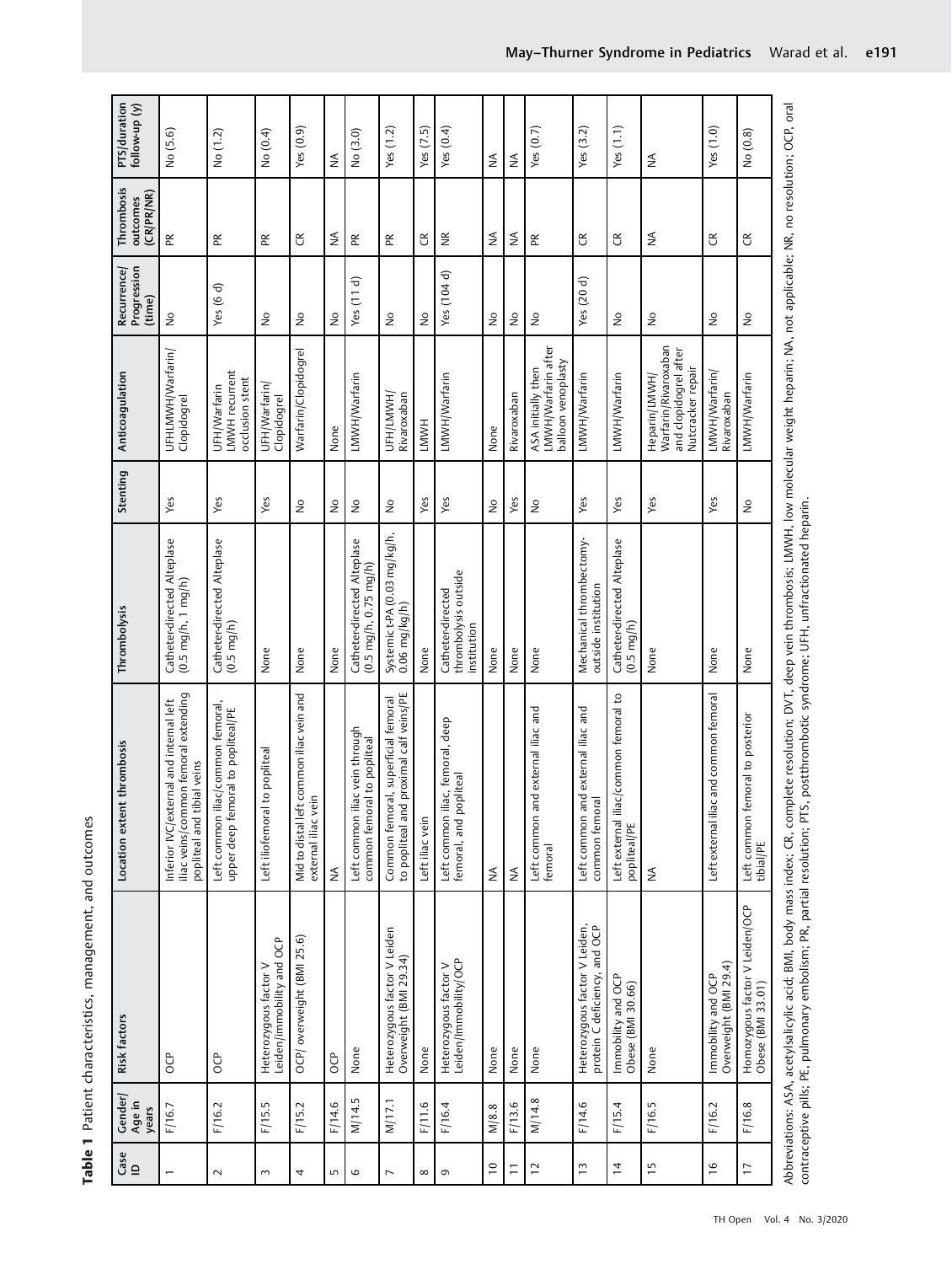**Table 1** Patient characteristics, management, and outcomes

| Case ID | Gender/ Age in years | Risk factors | Location extent thrombosis | Thrombolysis | Stenting | Anticoagulation | Recurrence/ Progression (time) | Thrombosis outcomes (CR/PR/NR) | PTS/duration follow-up (y) |
|---|---|---|---|---|---|---|---|---|---|
| 1 | F/16.7 | OCP | Inferior IVC/external and internal left iliac veins/common femoral extending popliteal and tibial veins | Catheter-directed Alteplase (0.5 mg/h, 1 mg/h) | Yes | UFHLMWH/Warfarin/ Clopidogrel | No | PR | No (5.6) |
| 2 | F/16.2 | OCP | Left common iliac/common femoral, upper deep femoral to popliteal/PE | Catheter-directed Alteplase (0.5 mg/h) | Yes | UFH/Warfarin LMWH recurrent occlusion stent | Yes (6 d) | PR | No (1.2) |
| 3 | F/15.5 | Heterozygous factor V Leiden/immobility and OCP | Left iliofemoral to popliteal | None | Yes | UFH/Warfarin/ Clopidogrel | No | PR | No (0.4) |
| 4 | F/15.2 | OCP/ overweight (BMI 25.6) | Mid to distal left common iliac vein and external iliac vein | None | No | Warfarin/Clopidogrel | No | CR | Yes (0.9) |
| 5 | F/14.6 | OCP | NA | None | No | None | No | NA | NA |
| 6 | M/14.5 | None | Left common iliac vein through common femoral to popliteal | Catheter-directed Alteplase (0.5 mg/h, 0.75 mg/h) | No | LMWH/Warfarin | Yes (11 d) | PR | No (3.0) |
| 7 | M/17.1 | Heterozygous factor V Leiden Overweight (BMI 29.34) | Common femoral, superficial femoral to popliteal and proximal calf veins/PE | Systemic t-PA (0.03 mg/kg/h, 0.06 mg/kg/h) | No | UFH/LMWH/ Rivaroxaban | No | PR | Yes (1.2) |
| 8 | F/11.6 | None | Left iliac vein | None | Yes | LMWH | No | CR | Yes (7.5) |
| 9 | F/16.4 | Heterozygous factor V Leiden/immobility/OCP | Left common iliac, femoral, deep femoral, and popliteal | Catheter-directed thrombolysis outside institution | Yes | LMWH/Warfarin | Yes (104 d) | NR | Yes (0.4) |
| 10 | M/8.8 | None | NA | None | No | None | No | NA | NA |
| 11 | F/13.6 | None | NA | None | Yes | Rivaroxaban | No | NA | NA |
| 12 | M/14.8 | None | Left common and external iliac and femoral | None | No | ASA initially then LMWH/Warfarin after balloon venoplasty | No | PR | Yes (0.7) |
| 13 | F/14.6 | Heterozygous factor V Leiden, protein C deficiency, and OCP | Left common and external iliac and common femoral | Mechanical thrombectomy-outside institution | Yes | LMWH/Warfarin | Yes (20 d) | CR | Yes (3.2) |
| 14 | F/15.4 | Immobility and OCP Obese (BMI 30.66) | Left external iliac/common femoral to popliteal/PE | Catheter-directed Alteplase (0.5 mg/h) | Yes | LMWH/Warfarin | No | CR | Yes (1.1) |
| 15 | F/16.5 | None | NA | None | Yes | Heparin/LMWH/ Warfarin/Rivaroxaban and clopidogrel after Nutcracker repair | No | NA | NA |
| 16 | F/16.2 | Immobility and OCP Overweight (BMI 29.4) | Left external iliac and common femoral | None | Yes | LMWH/Warfarin/ Rivaroxaban | No | CR | Yes (1.0) |
| 17 | F/16.8 | Homozygous factor V Leiden/OCP Obese (BMI 33.01) | Left common femoral to posterior tibial/PE | None | No | LMWH/Warfarin | No | CR | No (0.8) |

Abbreviations: ASA, acetylsalicylic acid; BMI, body mass index; CR, complete resolution; DVT, deep vein thrombosis; LMWH, low molecular weight heparin; NA, not applicable; NR, no resolution; OCP, oral contraceptive pills; PE, pulmonary embolism; PR, partial resolution; PTS, postthrombotic syndrome; UFH, unfractionated heparin.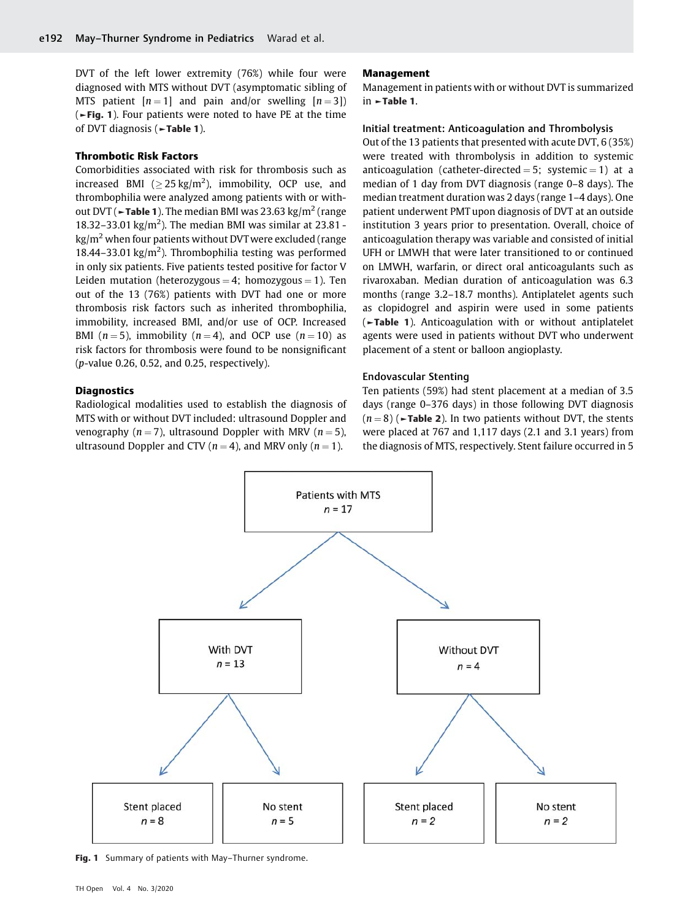DVT of the left lower extremity (76%) while four were diagnosed with MTS without DVT (asymptomatic sibling of MTS patient [$n = 1$] and pain and/or swelling [$n = 3$]) (►Fig. 1). Four patients were noted to have PE at the time of DVT diagnosis (►Table 1).

### Thrombotic Risk Factors

Comorbidities associated with risk for thrombosis such as increased BMI ($\geq 25$ kg/m$^2$), immobility, OCP use, and thrombophilia were analyzed among patients with or without DVT (►Table 1). The median BMI was 23.63 kg/m$^2$ (range 18.32–33.01 kg/m$^2$). The median BMI was similar at 23.81 kg/m$^2$ when four patients without DVT were excluded (range 18.44–33.01 kg/m$^2$). Thrombophilia testing was performed in only six patients. Five patients tested positive for factor V Leiden mutation (heterozygous = 4; homozygous = 1). Ten out of the 13 (76%) patients with DVT had one or more thrombosis risk factors such as inherited thrombophilia, immobility, increased BMI, and/or use of OCP. Increased BMI ($n = 5$), immobility ($n = 4$), and OCP use ($n = 10$) as risk factors for thrombosis were found to be nonsignificant ($p$-value 0.26, 0.52, and 0.25, respectively).

### Diagnostics

Radiological modalities used to establish the diagnosis of MTS with or without DVT included: ultrasound Doppler and venography ($n = 7$), ultrasound Doppler with MRV ($n = 5$), ultrasound Doppler and CTV ($n = 4$), and MRV only ($n = 1$).

### Management

Management in patients with or without DVT is summarized in ►Table 1.

#### Initial treatment: Anticoagulation and Thrombolysis

Out of the 13 patients that presented with acute DVT, 6 (35%) were treated with thrombolysis in addition to systemic anticoagulation (catheter-directed = 5; systemic = 1) at a median of 1 day from DVT diagnosis (range 0–8 days). The median treatment duration was 2 days (range 1–4 days). One patient underwent PMT upon diagnosis of DVT at an outside institution 3 years prior to presentation. Overall, choice of anticoagulation therapy was variable and consisted of initial UFH or LMWH that were later transitioned to or continued on LMWH, warfarin, or direct oral anticoagulants such as rivaroxaban. Median duration of anticoagulation was 6.3 months (range 3.2–18.7 months). Antiplatelet agents such as clopidogrel and aspirin were used in some patients (►Table 1). Anticoagulation with or without antiplatelet agents were used in patients without DVT who underwent placement of a stent or balloon angioplasty.

#### Endovascular Stenting

Ten patients (59%) had stent placement at a median of 3.5 days (range 0–376 days) in those following DVT diagnosis ($n = 8$) (►Table 2). In two patients without DVT, the stents were placed at 767 and 1,117 days (2.1 and 3.1 years) from the diagnosis of MTS, respectively. Stent failure occurred in 5

Patients with MTS $n = 17$
- With DVT $n = 13$
  - Stent placed $n = 8$
  - No stent $n = 5$
- Without DVT $n = 4$
  - Stent placed $n = 2$
  - No stent $n = 2$

Fig. 1 Summary of patients with May–Thurner syndrome.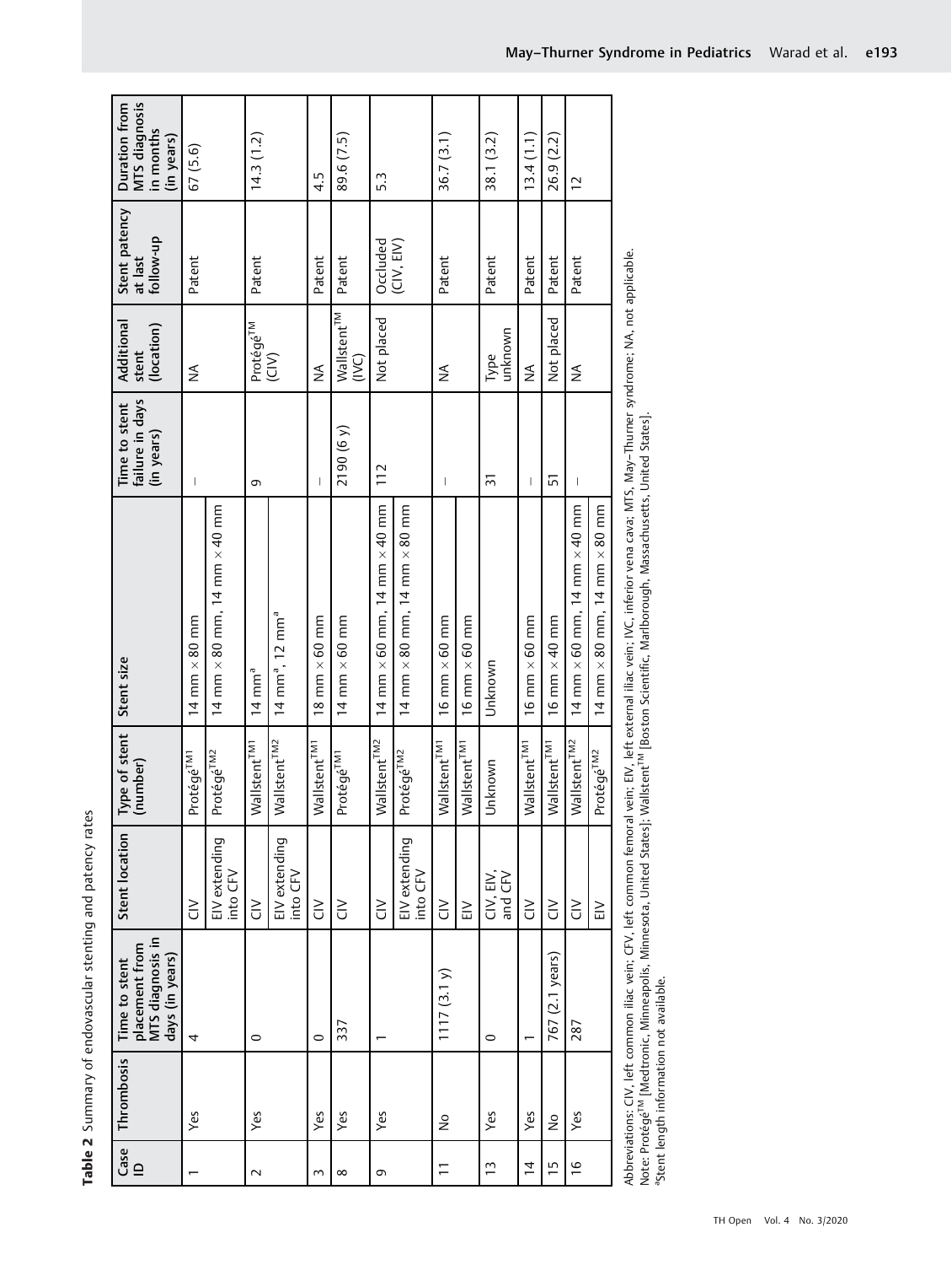**Table 2** Summary of endovascular stenting and patency rates

| Case ID | Thrombosis | Time to stent placement from MTS diagnosis in days (in years) | Stent location | Type of stent (number) | Stent size | Time to stent failure in days (in years) | Additional stent (location) | Stent patency at last follow-up | Duration from MTS diagnosis in months (in years) |
|---|---|---|---|---|---|---|---|---|---|
| 1 | Yes | 4 | CIV | Protégé™1 | 14 mm × 80 mm | – | NA | Patent | 67 (5.6) |
| | | | EIV extending into CFV | Protégé™2 | 14 mm × 80 mm, 14 mm × 40 mm | | | | |
| 2 | Yes | 0 | CIV | Wallstent™1 | 14 mm[a] | 9 | Protégé™ (CIV) | Patent | 14.3 (1.2) |
| | | | EIV extending into CFV | Wallstent™2 | 14 mm[a], 12 mm[a] | | | | |
| 3 | Yes | 0 | CIV | Wallstent™1 | 18 mm × 60 mm | – | NA | Patent | 4.5 |
| 8 | Yes | 337 | CIV | Protégé™1 | 14 mm × 60 mm | 2190 (6 y) | Wallstent™ (IVC) | Patent | 89.6 (7.5) |
| 9 | Yes | 1 | CIV | Wallstent™2 | 14 mm × 60 mm, 14 mm × 40 mm | 112 | Not placed | Occluded (CIV, EIV) | 5.3 |
| | | | EIV extending into CFV | Protégé™2 | 14 mm × 80 mm, 14 mm × 80 mm | | | | |
| 11 | No | 1117 (3.1 y) | CIV | Wallstent™1 | 16 mm × 60 mm | – | NA | Patent | 36.7 (3.1) |
| | | | EIV | Wallstent™1 | 16 mm × 60 mm | | | | |
| 13 | Yes | 0 | CIV, EIV, and CFV | Unknown | Unknown | 31 | Type unknown | Patent | 38.1 (3.2) |
| 14 | Yes | 1 | CIV | Wallstent™1 | 16 mm × 60 mm | – | NA | Patent | 13.4 (1.1) |
| 15 | No | 767 (2.1 years) | CIV | Wallstent™1 | 16 mm × 40 mm | 51 | Not placed | Patent | 26.9 (2.2) |
| 16 | Yes | 287 | CIV | Wallstent™2 | 14 mm × 60 mm, 14 mm × 40 mm | – | NA | Patent | 12 |
| | | | EIV | Protégé™2 | 14 mm × 80 mm, 14 mm × 80 mm | | | | |

Abbreviations: CIV, left common iliac vein; CFV, left common femoral vein; EIV, left external iliac vein; IVC, inferior vena cava; MTS, May–Thurner syndrome; NA, not applicable.
Note: Protégé™ [Medtronic, Minneapolis, Minnesota, United States]; Wallstent™ [Boston Scientific, Marlborough, Massachusetts, United States].
[a]Stent length information not available.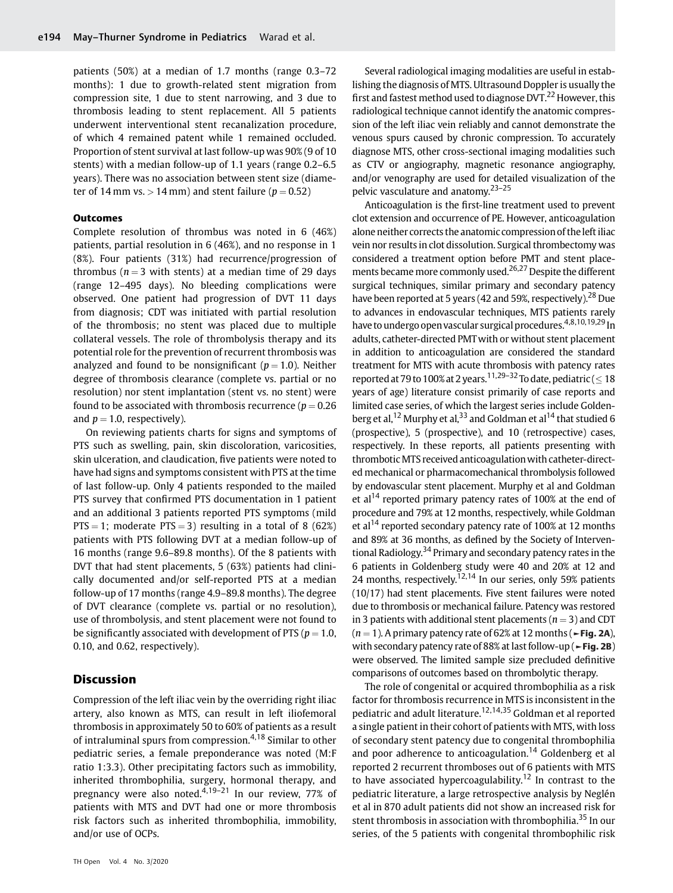patients (50%) at a median of 1.7 months (range 0.3–72 months): 1 due to growth-related stent migration from compression site, 1 due to stent narrowing, and 3 due to thrombosis leading to stent replacement. All 5 patients underwent interventional stent recanalization procedure, of which 4 remained patent while 1 remained occluded. Proportion of stent survival at last follow-up was 90% (9 of 10 stents) with a median follow-up of 1.1 years (range 0.2–6.5 years). There was no association between stent size (diameter of 14 mm vs. > 14 mm) and stent failure ($p = 0.52$)

### Outcomes

Complete resolution of thrombus was noted in 6 (46%) patients, partial resolution in 6 (46%), and no response in 1 (8%). Four patients (31%) had recurrence/progression of thrombus ($n = 3$ with stents) at a median time of 29 days (range 12–495 days). No bleeding complications were observed. One patient had progression of DVT 11 days from diagnosis; CDT was initiated with partial resolution of the thrombosis; no stent was placed due to multiple collateral vessels. The role of thrombolysis therapy and its potential role for the prevention of recurrent thrombosis was analyzed and found to be nonsignificant ($p = 1.0$). Neither degree of thrombosis clearance (complete vs. partial or no resolution) nor stent implantation (stent vs. no stent) were found to be associated with thrombosis recurrence ($p = 0.26$ and $p = 1.0$, respectively).

On reviewing patients charts for signs and symptoms of PTS such as swelling, pain, skin discoloration, varicosities, skin ulceration, and claudication, five patients were noted to have had signs and symptoms consistent with PTS at the time of last follow-up. Only 4 patients responded to the mailed PTS survey that confirmed PTS documentation in 1 patient and an additional 3 patients reported PTS symptoms (mild PTS = 1; moderate PTS = 3) resulting in a total of 8 (62%) patients with PTS following DVT at a median follow-up of 16 months (range 9.6–89.8 months). Of the 8 patients with DVT that had stent placements, 5 (63%) patients had clinically documented and/or self-reported PTS at a median follow-up of 17 months (range 4.9–89.8 months). The degree of DVT clearance (complete vs. partial or no resolution), use of thrombolysis, and stent placement were not found to be significantly associated with development of PTS ($p = 1.0$, 0.10, and 0.62, respectively).

## Discussion

Compression of the left iliac vein by the overriding right iliac artery, also known as MTS, can result in left iliofemoral thrombosis in approximately 50 to 60% of patients as a result of intraluminal spurs from compression.[4,18] Similar to other pediatric series, a female preponderance was noted (M:F ratio 1:3.3). Other precipitating factors such as immobility, inherited thrombophilia, surgery, hormonal therapy, and pregnancy were also noted.[4,19–21] In our review, 77% of patients with MTS and DVT had one or more thrombosis risk factors such as inherited thrombophilia, immobility, and/or use of OCPs.

Several radiological imaging modalities are useful in establishing the diagnosis of MTS. Ultrasound Doppler is usually the first and fastest method used to diagnose DVT.[22] However, this radiological technique cannot identify the anatomic compression of the left iliac vein reliably and cannot demonstrate the venous spurs caused by chronic compression. To accurately diagnose MTS, other cross-sectional imaging modalities such as CTV or angiography, magnetic resonance angiography, and/or venography are used for detailed visualization of the pelvic vasculature and anatomy.[23–25]

Anticoagulation is the first-line treatment used to prevent clot extension and occurrence of PE. However, anticoagulation alone neither corrects the anatomic compression of the left iliac vein nor results in clot dissolution. Surgical thrombectomy was considered a treatment option before PMT and stent placements became more commonly used.[26,27] Despite the different surgical techniques, similar primary and secondary patency have been reported at 5 years (42 and 59%, respectively).[28] Due to advances in endovascular techniques, MTS patients rarely have to undergo open vascular surgical procedures.[4,8,10,19,29] In adults, catheter-directed PMT with or without stent placement in addition to anticoagulation are considered the standard treatment for MTS with acute thrombosis with patency rates reported at 79 to 100% at 2 years.[11,29–32] To date, pediatric (≤ 18 years of age) literature consist primarily of case reports and limited case series, of which the largest series include Goldenberg et al,[12] Murphy et al,[33] and Goldman et al[14] that studied 6 (prospective), 5 (prospective), and 10 (retrospective) cases, respectively. In these reports, all patients presenting with thrombotic MTS received anticoagulation with catheter-directed mechanical or pharmacomechanical thrombolysis followed by endovascular stent placement. Murphy et al and Goldman et al[14] reported primary patency rates of 100% at the end of procedure and 79% at 12 months, respectively, while Goldman et al[14] reported secondary patency rate of 100% at 12 months and 89% at 36 months, as defined by the Society of Interventional Radiology.[34] Primary and secondary patency rates in the 6 patients in Goldenberg study were 40 and 20% at 12 and 24 months, respectively.[12,14] In our series, only 59% patients (10/17) had stent placements. Five stent failures were noted due to thrombosis or mechanical failure. Patency was restored in 3 patients with additional stent placements ($n = 3$) and CDT ($n = 1$). A primary patency rate of 62% at 12 months (►Fig. 2A), with secondary patency rate of 88% at last follow-up (►Fig. 2B) were observed. The limited sample size precluded definitive comparisons of outcomes based on thrombolytic therapy.

The role of congenital or acquired thrombophilia as a risk factor for thrombosis recurrence in MTS is inconsistent in the pediatric and adult literature.[12,14,35] Goldman et al reported a single patient in their cohort of patients with MTS, with loss of secondary stent patency due to congenital thrombophilia and poor adherence to anticoagulation.[14] Goldenberg et al reported 2 recurrent thromboses out of 6 patients with MTS to have associated hypercoagulability.[12] In contrast to the pediatric literature, a large retrospective analysis by Neglén et al in 870 adult patients did not show an increased risk for stent thrombosis in association with thrombophilia.[35] In our series, of the 5 patients with congenital thrombophilic risk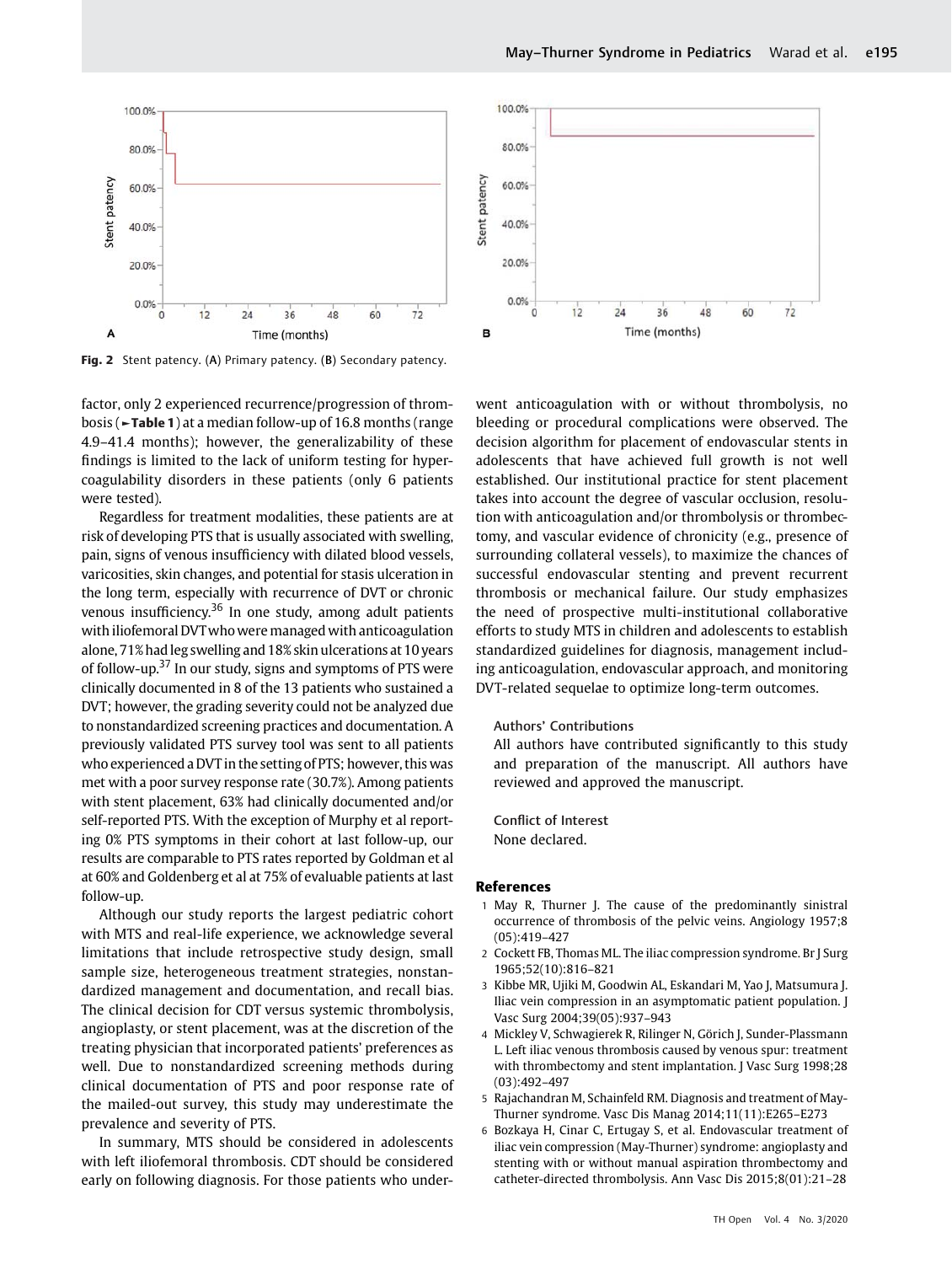Fig. 2 Stent patency. (A) Primary patency. (B) Secondary patency.

factor, only 2 experienced recurrence/progression of thrombosis (►Table 1) at a median follow-up of 16.8 months (range 4.9–41.4 months); however, the generalizability of these findings is limited to the lack of uniform testing for hypercoagulability disorders in these patients (only 6 patients were tested).

Regardless for treatment modalities, these patients are at risk of developing PTS that is usually associated with swelling, pain, signs of venous insufficiency with dilated blood vessels, varicosities, skin changes, and potential for stasis ulceration in the long term, especially with recurrence of DVT or chronic venous insufficiency.[36] In one study, among adult patients with iliofemoral DVT who were managed with anticoagulation alone, 71% had leg swelling and 18% skin ulcerations at 10 years of follow-up.[37] In our study, signs and symptoms of PTS were clinically documented in 8 of the 13 patients who sustained a DVT; however, the grading severity could not be analyzed due to nonstandardized screening practices and documentation. A previously validated PTS survey tool was sent to all patients who experienced a DVT in the setting of PTS; however, this was met with a poor survey response rate (30.7%). Among patients with stent placement, 63% had clinically documented and/or self-reported PTS. With the exception of Murphy et al reporting 0% PTS symptoms in their cohort at last follow-up, our results are comparable to PTS rates reported by Goldman et al at 60% and Goldenberg et al at 75% of evaluable patients at last follow-up.

Although our study reports the largest pediatric cohort with MTS and real-life experience, we acknowledge several limitations that include retrospective study design, small sample size, heterogeneous treatment strategies, nonstandardized management and documentation, and recall bias. The clinical decision for CDT versus systemic thrombolysis, angioplasty, or stent placement, was at the discretion of the treating physician that incorporated patients' preferences as well. Due to nonstandardized screening methods during clinical documentation of PTS and poor response rate of the mailed-out survey, this study may underestimate the prevalence and severity of PTS.

In summary, MTS should be considered in adolescents with left iliofemoral thrombosis. CDT should be considered early on following diagnosis. For those patients who underwent anticoagulation with or without thrombolysis, no bleeding or procedural complications were observed. The decision algorithm for placement of endovascular stents in adolescents that have achieved full growth is not well established. Our institutional practice for stent placement takes into account the degree of vascular occlusion, resolution with anticoagulation and/or thrombolysis or thrombectomy, and vascular evidence of chronicity (e.g., presence of surrounding collateral vessels), to maximize the chances of successful endovascular stenting and prevent recurrent thrombosis or mechanical failure. Our study emphasizes the need of prospective multi-institutional collaborative efforts to study MTS in children and adolescents to establish standardized guidelines for diagnosis, management including anticoagulation, endovascular approach, and monitoring DVT-related sequelae to optimize long-term outcomes.

**Authors' Contributions**

All authors have contributed significantly to this study and preparation of the manuscript. All authors have reviewed and approved the manuscript.

**Conflict of Interest**

None declared.

## References

1. May R, Thurner J. The cause of the predominantly sinistral occurrence of thrombosis of the pelvic veins. Angiology 1957;8 (05):419–427
2. Cockett FB, Thomas ML. The iliac compression syndrome. Br J Surg 1965;52(10):816–821
3. Kibbe MR, Ujiki M, Goodwin AL, Eskandari M, Yao J, Matsumura J. Iliac vein compression in an asymptomatic patient population. J Vasc Surg 2004;39(05):937–943
4. Mickley V, Schwagierek R, Rilinger N, Görich J, Sunder-Plassmann L. Left iliac venous thrombosis caused by venous spur: treatment with thrombectomy and stent implantation. J Vasc Surg 1998;28 (03):492–497
5. Rajachandran M, Schainfeld RM. Diagnosis and treatment of May-Thurner syndrome. Vasc Dis Manag 2014;11(11):E265–E273
6. Bozkaya H, Cinar C, Ertugay S, et al. Endovascular treatment of iliac vein compression (May-Thurner) syndrome: angioplasty and stenting with or without manual aspiration thrombectomy and catheter-directed thrombolysis. Ann Vasc Dis 2015;8(01):21–28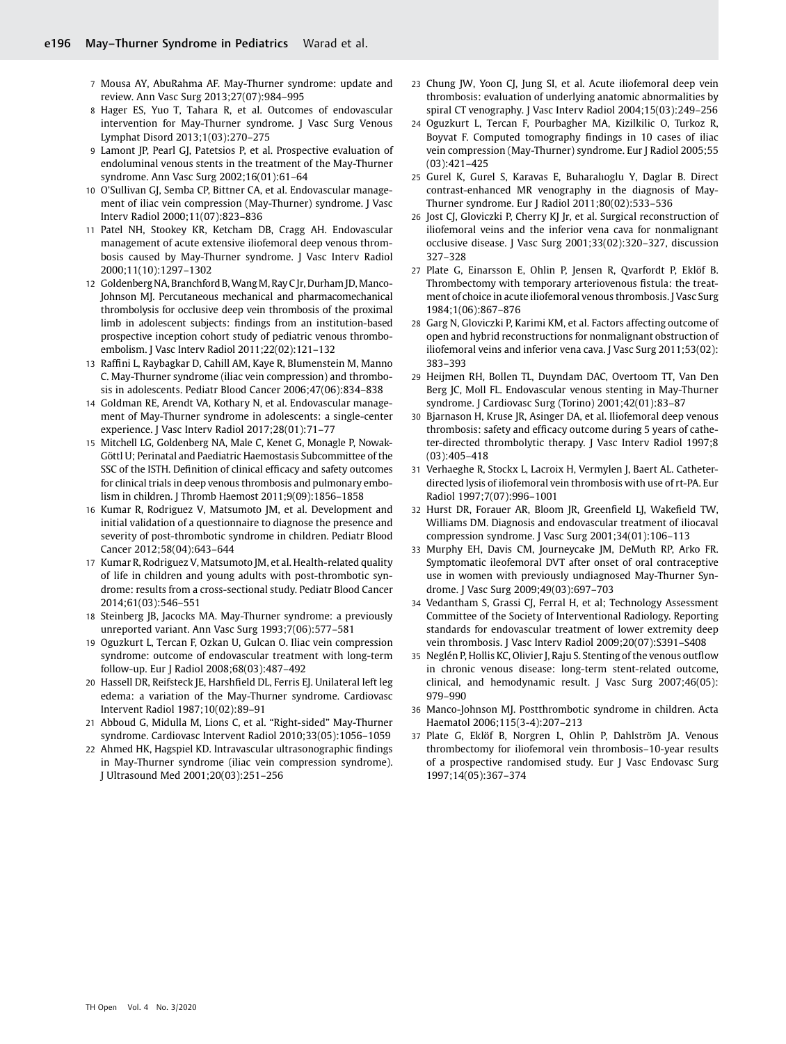7 Mousa AY, AbuRahma AF. May-Thurner syndrome: update and review. Ann Vasc Surg 2013;27(07):984–995

8 Hager ES, Yuo T, Tahara R, et al. Outcomes of endovascular intervention for May-Thurner syndrome. J Vasc Surg Venous Lymphat Disord 2013;1(03):270–275

9 Lamont JP, Pearl GJ, Patetsios P, et al. Prospective evaluation of endoluminal venous stents in the treatment of the May-Thurner syndrome. Ann Vasc Surg 2002;16(01):61–64

10 O'Sullivan GJ, Semba CP, Bittner CA, et al. Endovascular management of iliac vein compression (May-Thurner) syndrome. J Vasc Interv Radiol 2000;11(07):823–836

11 Patel NH, Stookey KR, Ketcham DB, Cragg AH. Endovascular management of acute extensive iliofemoral deep venous thrombosis caused by May-Thurner syndrome. J Vasc Interv Radiol 2000;11(10):1297–1302

12 Goldenberg NA, Branchford B, Wang M, Ray C Jr, Durham JD, Manco-Johnson MJ. Percutaneous mechanical and pharmacomechanical thrombolysis for occlusive deep vein thrombosis of the proximal limb in adolescent subjects: findings from an institution-based prospective inception cohort study of pediatric venous thromboembolism. J Vasc Interv Radiol 2011;22(02):121–132

13 Raffini L, Raybagkar D, Cahill AM, Kaye R, Blumenstein M, Manno C. May-Thurner syndrome (iliac vein compression) and thrombosis in adolescents. Pediatr Blood Cancer 2006;47(06):834–838

14 Goldman RE, Arendt VA, Kothary N, et al. Endovascular management of May-Thurner syndrome in adolescents: a single-center experience. J Vasc Interv Radiol 2017;28(01):71–77

15 Mitchell LG, Goldenberg NA, Male C, Kenet G, Monagle P, Nowak-Göttl U; Perinatal and Paediatric Haemostasis Subcommittee of the SSC of the ISTH. Definition of clinical efficacy and safety outcomes for clinical trials in deep venous thrombosis and pulmonary embolism in children. J Thromb Haemost 2011;9(09):1856–1858

16 Kumar R, Rodriguez V, Matsumoto JM, et al. Development and initial validation of a questionnaire to diagnose the presence and severity of post-thrombotic syndrome in children. Pediatr Blood Cancer 2012;58(04):643–644

17 Kumar R, Rodriguez V, Matsumoto JM, et al. Health-related quality of life in children and young adults with post-thrombotic syndrome: results from a cross-sectional study. Pediatr Blood Cancer 2014;61(03):546–551

18 Steinberg JB, Jacocks MA. May-Thurner syndrome: a previously unreported variant. Ann Vasc Surg 1993;7(06):577–581

19 Oguzkurt L, Tercan F, Ozkan U, Gulcan O. Iliac vein compression syndrome: outcome of endovascular treatment with long-term follow-up. Eur J Radiol 2008;68(03):487–492

20 Hassell DR, Reifsteck JE, Harshfield DL, Ferris EJ. Unilateral left leg edema: a variation of the May-Thurner syndrome. Cardiovasc Intervent Radiol 1987;10(02):89–91

21 Abboud G, Midulla M, Lions C, et al. "Right-sided" May-Thurner syndrome. Cardiovasc Intervent Radiol 2010;33(05):1056–1059

22 Ahmed HK, Hagspiel KD. Intravascular ultrasonographic findings in May-Thurner syndrome (iliac vein compression syndrome). J Ultrasound Med 2001;20(03):251–256

23 Chung JW, Yoon CJ, Jung SI, et al. Acute iliofemoral deep vein thrombosis: evaluation of underlying anatomic abnormalities by spiral CT venography. J Vasc Interv Radiol 2004;15(03):249–256

24 Oguzkurt L, Tercan F, Pourbagher MA, Kizilkilic O, Turkoz R, Boyvat F. Computed tomography findings in 10 cases of iliac vein compression (May-Thurner) syndrome. Eur J Radiol 2005;55 (03):421–425

25 Gurel K, Gurel S, Karavas E, Buharalıoglu Y, Daglar B. Direct contrast-enhanced MR venography in the diagnosis of May-Thurner syndrome. Eur J Radiol 2011;80(02):533–536

26 Jost CJ, Gloviczki P, Cherry KJ Jr, et al. Surgical reconstruction of iliofemoral veins and the inferior vena cava for nonmalignant occlusive disease. J Vasc Surg 2001;33(02):320–327, discussion 327–328

27 Plate G, Einarsson E, Ohlin P, Jensen R, Qvarfordt P, Eklöf B. Thrombectomy with temporary arteriovenous fistula: the treatment of choice in acute iliofemoral venous thrombosis. J Vasc Surg 1984;1(06):867–876

28 Garg N, Gloviczki P, Karimi KM, et al. Factors affecting outcome of open and hybrid reconstructions for nonmalignant obstruction of iliofemoral veins and inferior vena cava. J Vasc Surg 2011;53(02): 383–393

29 Heijmen RH, Bollen TL, Duyndam DAC, Overtoom TT, Van Den Berg JC, Moll FL. Endovascular venous stenting in May-Thurner syndrome. J Cardiovasc Surg (Torino) 2001;42(01):83–87

30 Bjarnason H, Kruse JR, Asinger DA, et al. Iliofemoral deep venous thrombosis: safety and efficacy outcome during 5 years of catheter-directed thrombolytic therapy. J Vasc Interv Radiol 1997;8 (03):405–418

31 Verhaeghe R, Stockx L, Lacroix H, Vermylen J, Baert AL. Catheter-directed lysis of iliofemoral vein thrombosis with use of rt-PA. Eur Radiol 1997;7(07):996–1001

32 Hurst DR, Forauer AR, Bloom JR, Greenfield LJ, Wakefield TW, Williams DM. Diagnosis and endovascular treatment of iliocaval compression syndrome. J Vasc Surg 2001;34(01):106–113

33 Murphy EH, Davis CM, Journeycake JM, DeMuth RP, Arko FR. Symptomatic ileofemoral DVT after onset of oral contraceptive use in women with previously undiagnosed May-Thurner Syndrome. J Vasc Surg 2009;49(03):697–703

34 Vedantham S, Grassi CJ, Ferral H, et al; Technology Assessment Committee of the Society of Interventional Radiology. Reporting standards for endovascular treatment of lower extremity deep vein thrombosis. J Vasc Interv Radiol 2009;20(07):S391–S408

35 Neglén P, Hollis KC, Olivier J, Raju S. Stenting of the venous outflow in chronic venous disease: long-term stent-related outcome, clinical, and hemodynamic result. J Vasc Surg 2007;46(05): 979–990

36 Manco-Johnson MJ. Postthrombotic syndrome in children. Acta Haematol 2006;115(3-4):207–213

37 Plate G, Eklöf B, Norgren L, Ohlin P, Dahlström JA. Venous thrombectomy for iliofemoral vein thrombosis–10-year results of a prospective randomised study. Eur J Vasc Endovasc Surg 1997;14(05):367–374